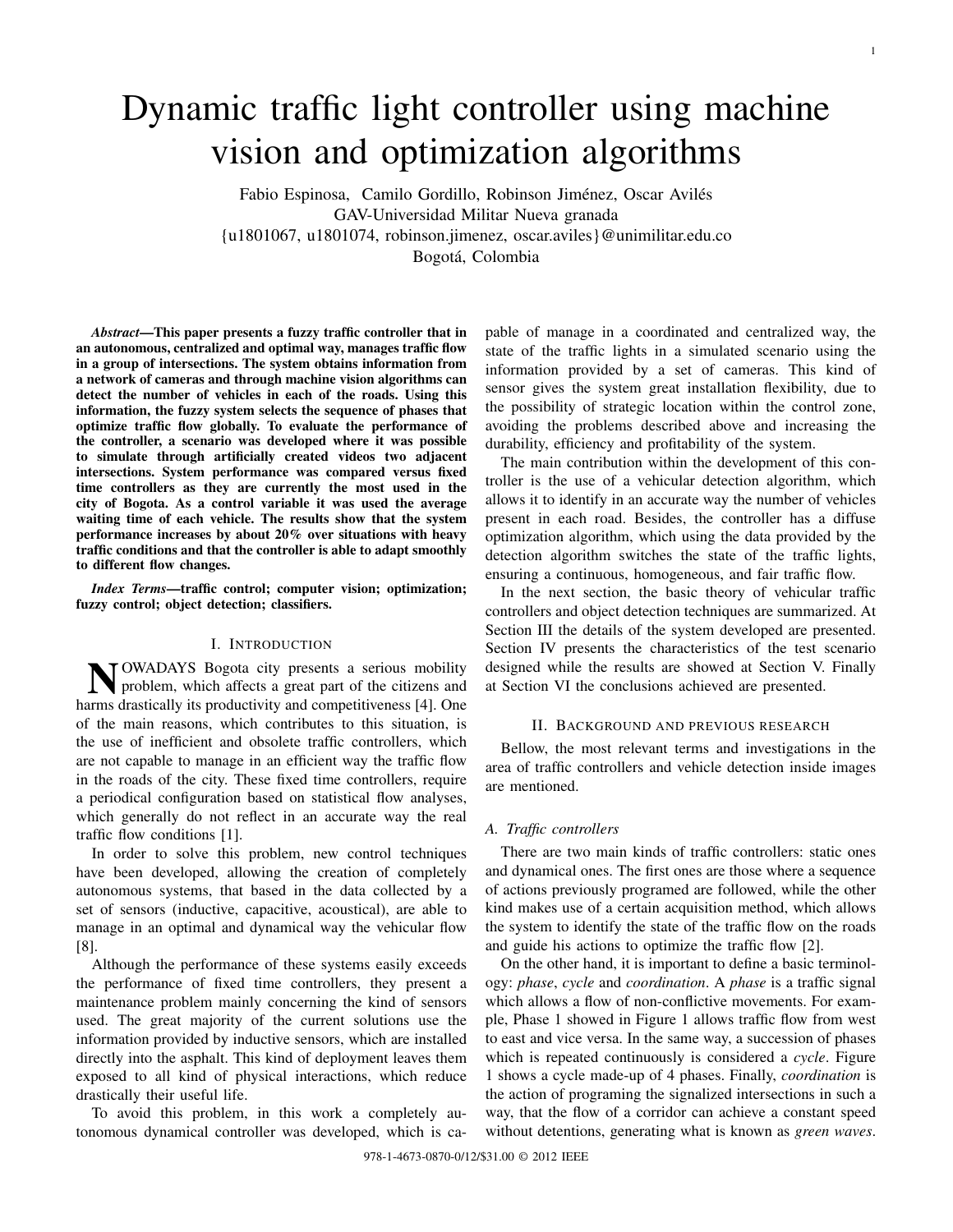# Dynamic traffic light controller using machine vision and optimization algorithms

Fabio Espinosa, Camilo Gordillo, Robinson Jiménez, Oscar Avilés
GAV-Universidad Militar Nueva granada
{u1801067, u1801074, robinson.jimenez, oscar.aviles}@unimilitar.edu.co
Bogotá, Colombia

***Abstract*—This paper presents a fuzzy traffic controller that in an autonomous, centralized and optimal way, manages traffic flow in a group of intersections. The system obtains information from a network of cameras and through machine vision algorithms can detect the number of vehicles in each of the roads. Using this information, the fuzzy system selects the sequence of phases that optimize traffic flow globally. To evaluate the performance of the controller, a scenario was developed where it was possible to simulate through artificially created videos two adjacent intersections. System performance was compared versus fixed time controllers as they are currently the most used in the city of Bogota. As a control variable it was used the average waiting time of each vehicle. The results show that the system performance increases by about 20% over situations with heavy traffic conditions and that the controller is able to adapt smoothly to different flow changes.**

***Index Terms*—traffic control; computer vision; optimization; fuzzy control; object detection; classifiers.**

## I. Introduction

Nowadays Bogota city presents a serious mobility problem, which affects a great part of the citizens and harms drastically its productivity and competitiveness [4]. One of the main reasons, which contributes to this situation, is the use of inefficient and obsolete traffic controllers, which are not capable to manage in an efficient way the traffic flow in the roads of the city. These fixed time controllers, require a periodical configuration based on statistical flow analyses, which generally do not reflect in an accurate way the real traffic flow conditions [1].

In order to solve this problem, new control techniques have been developed, allowing the creation of completely autonomous systems, that based in the data collected by a set of sensors (inductive, capacitive, acoustical), are able to manage in an optimal and dynamical way the vehicular flow [8].

Although the performance of these systems easily exceeds the performance of fixed time controllers, they present a maintenance problem mainly concerning the kind of sensors used. The great majority of the current solutions use the information provided by inductive sensors, which are installed directly into the asphalt. This kind of deployment leaves them exposed to all kind of physical interactions, which reduce drastically their useful life.

To avoid this problem, in this work a completely autonomous dynamical controller was developed, which is capable of manage in a coordinated and centralized way, the state of the traffic lights in a simulated scenario using the information provided by a set of cameras. This kind of sensor gives the system great installation flexibility, due to the possibility of strategic location within the control zone, avoiding the problems described above and increasing the durability, efficiency and profitability of the system.

The main contribution within the development of this controller is the use of a vehicular detection algorithm, which allows it to identify in an accurate way the number of vehicles present in each road. Besides, the controller has a diffuse optimization algorithm, which using the data provided by the detection algorithm switches the state of the traffic lights, ensuring a continuous, homogeneous, and fair traffic flow.

In the next section, the basic theory of vehicular traffic controllers and object detection techniques are summarized. At Section III the details of the system developed are presented. Section IV presents the characteristics of the test scenario designed while the results are showed at Section V. Finally at Section VI the conclusions achieved are presented.

## II. Background and previous research

Bellow, the most relevant terms and investigations in the area of traffic controllers and vehicle detection inside images are mentioned.

### A. Traffic controllers

There are two main kinds of traffic controllers: static ones and dynamical ones. The first ones are those where a sequence of actions previously programed are followed, while the other kind makes use of a certain acquisition method, which allows the system to identify the state of the traffic flow on the roads and guide his actions to optimize the traffic flow [2].

On the other hand, it is important to define a basic terminology: *phase*, *cycle* and *coordination*. A *phase* is a traffic signal which allows a flow of non-conflictive movements. For example, Phase 1 showed in Figure 1 allows traffic flow from west to east and vice versa. In the same way, a succession of phases which is repeated continuously is considered a *cycle*. Figure 1 shows a cycle made-up of 4 phases. Finally, *coordination* is the action of programing the signalized intersections in such a way, that the flow of a corridor can achieve a constant speed without detentions, generating what is known as *green waves*.

978-1-4673-0870-0/12/$31.00 © 2012 IEEE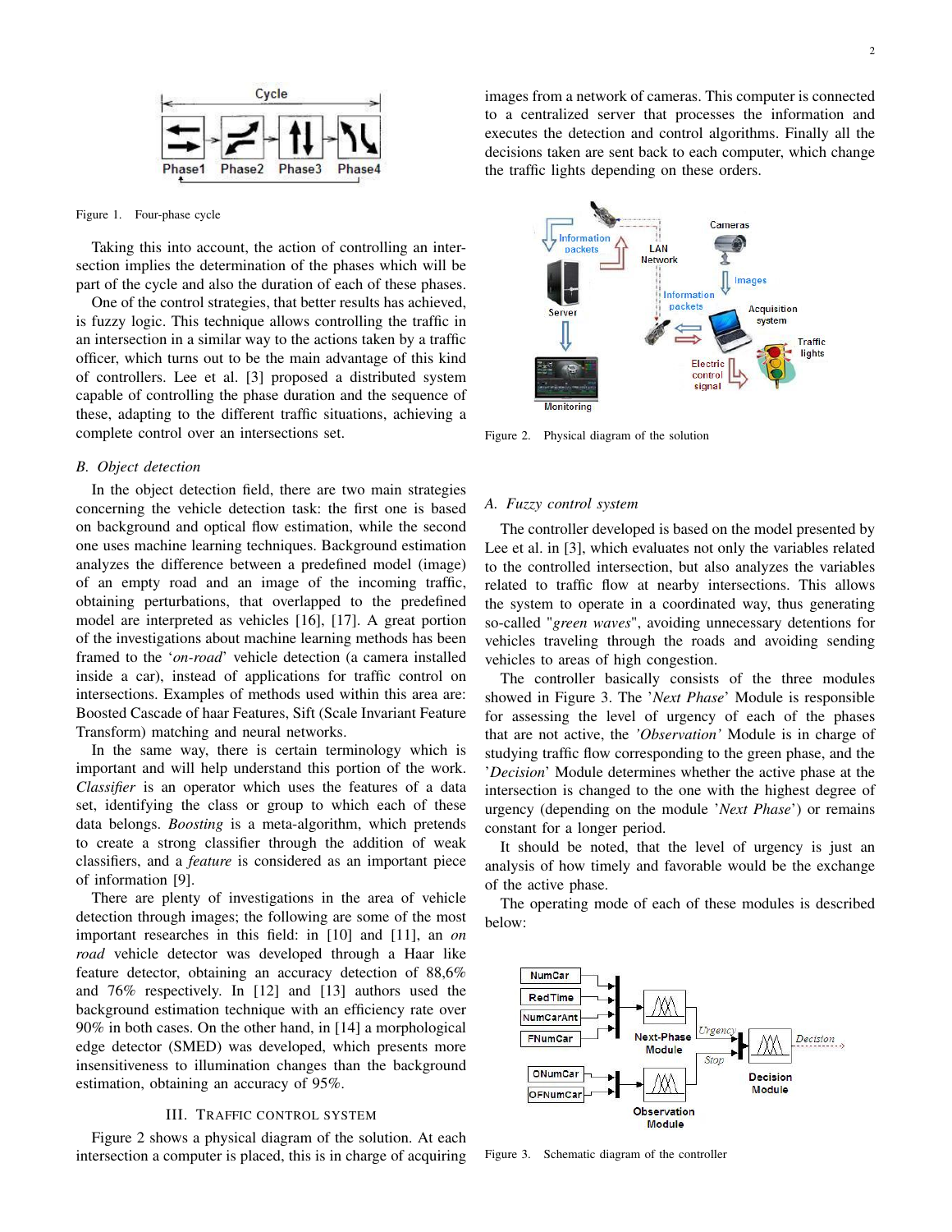Figure 1. Four-phase cycle

Taking this into account, the action of controlling an intersection implies the determination of the phases which will be part of the cycle and also the duration of each of these phases.

One of the control strategies, that better results has achieved, is fuzzy logic. This technique allows controlling the traffic in an intersection in a similar way to the actions taken by a traffic officer, which turns out to be the main advantage of this kind of controllers. Lee et al. [3] proposed a distributed system capable of controlling the phase duration and the sequence of these, adapting to the different traffic situations, achieving a complete control over an intersections set.

### B. Object detection

In the object detection field, there are two main strategies concerning the vehicle detection task: the first one is based on background and optical flow estimation, while the second one uses machine learning techniques. Background estimation analyzes the difference between a predefined model (image) of an empty road and an image of the incoming traffic, obtaining perturbations, that overlapped to the predefined model are interpreted as vehicles [16], [17]. A great portion of the investigations about machine learning methods has been framed to the '*on-road*' vehicle detection (a camera installed inside a car), instead of applications for traffic control on intersections. Examples of methods used within this area are: Boosted Cascade of haar Features, Sift (Scale Invariant Feature Transform) matching and neural networks.

In the same way, there is certain terminology which is important and will help understand this portion of the work. *Classifier* is an operator which uses the features of a data set, identifying the class or group to which each of these data belongs. *Boosting* is a meta-algorithm, which pretends to create a strong classifier through the addition of weak classifiers, and a *feature* is considered as an important piece of information [9].

There are plenty of investigations in the area of vehicle detection through images; the following are some of the most important researches in this field: in [10] and [11], an *on road* vehicle detector was developed through a Haar like feature detector, obtaining an accuracy detection of 88,6% and 76% respectively. In [12] and [13] authors used the background estimation technique with an efficiency rate over 90% in both cases. On the other hand, in [14] a morphological edge detector (SMED) was developed, which presents more insensitiveness to illumination changes than the background estimation, obtaining an accuracy of 95%.

## III. Traffic Control System

Figure 2 shows a physical diagram of the solution. At each intersection a computer is placed, this is in charge of acquiring images from a network of cameras. This computer is connected to a centralized server that processes the information and executes the detection and control algorithms. Finally all the decisions taken are sent back to each computer, which change the traffic lights depending on these orders.

Figure 2. Physical diagram of the solution

### A. Fuzzy control system

The controller developed is based on the model presented by Lee et al. in [3], which evaluates not only the variables related to the controlled intersection, but also analyzes the variables related to traffic flow at nearby intersections. This allows the system to operate in a coordinated way, thus generating so-called "*green waves*", avoiding unnecessary detentions for vehicles traveling through the roads and avoiding sending vehicles to areas of high congestion.

The controller basically consists of the three modules showed in Figure 3. The '*Next Phase*' Module is responsible for assessing the level of urgency of each of the phases that are not active, the *'Observation'* Module is in charge of studying traffic flow corresponding to the green phase, and the '*Decision*' Module determines whether the active phase at the intersection is changed to the one with the highest degree of urgency (depending on the module '*Next Phase*') or remains constant for a longer period.

It should be noted, that the level of urgency is just an analysis of how timely and favorable would be the exchange of the active phase.

The operating mode of each of these modules is described below:

Figure 3. Schematic diagram of the controller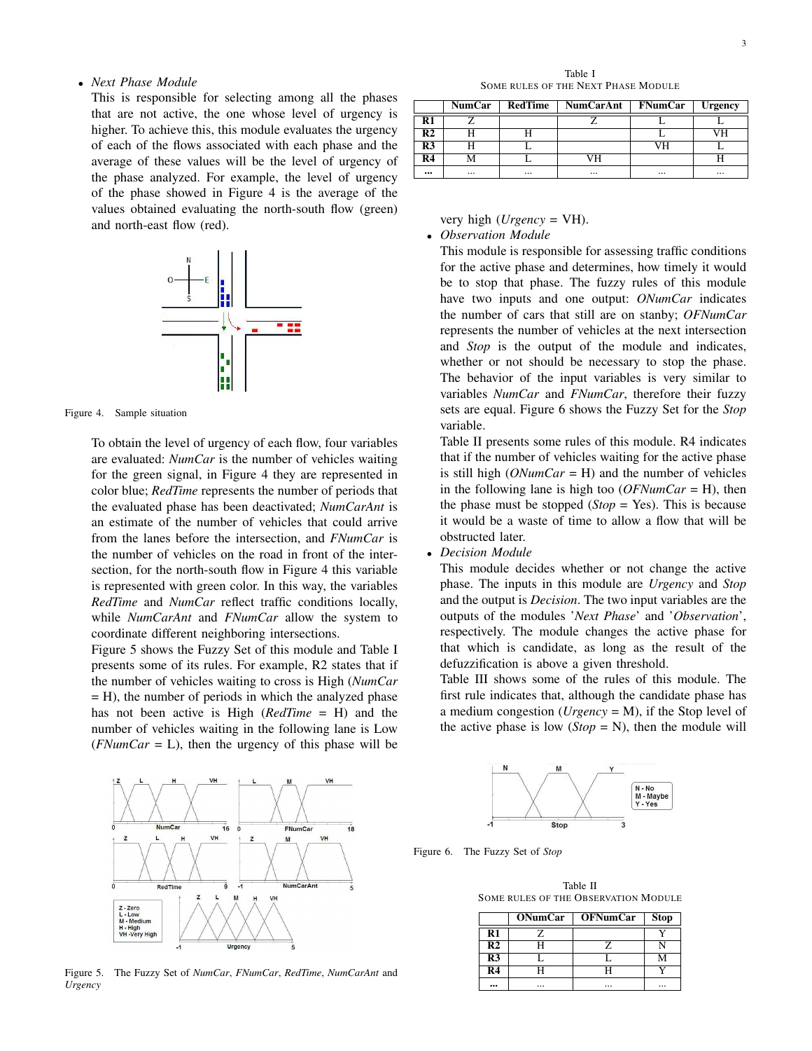- *Next Phase Module*

  This is responsible for selecting among all the phases that are not active, the one whose level of urgency is higher. To achieve this, this module evaluates the urgency of each of the flows associated with each phase and the average of these values will be the level of urgency of the phase analyzed. For example, the level of urgency of the phase showed in Figure 4 is the average of the values obtained evaluating the north-south flow (green) and north-east flow (red).

Figure 4. Sample situation

To obtain the level of urgency of each flow, four variables are evaluated: *NumCar* is the number of vehicles waiting for the green signal, in Figure 4 they are represented in color blue; *RedTime* represents the number of periods that the evaluated phase has been deactivated; *NumCarAnt* is an estimate of the number of vehicles that could arrive from the lanes before the intersection, and *FNumCar* is the number of vehicles on the road in front of the intersection, for the north-south flow in Figure 4 this variable is represented with green color. In this way, the variables *RedTime* and *NumCar* reflect traffic conditions locally, while *NumCarAnt* and *FNumCar* allow the system to coordinate different neighboring intersections.

Figure 5 shows the Fuzzy Set of this module and Table I presents some of its rules. For example, R2 states that if the number of vehicles waiting to cross is High (*NumCar* = H), the number of periods in which the analyzed phase has not been active is High (*RedTime* = H) and the number of vehicles waiting in the following lane is Low (*FNumCar* = L), then the urgency of this phase will be very high (*Urgency* = VH).

Figure 5. The Fuzzy Set of *NumCar*, *FNumCar*, *RedTime*, *NumCarAnt* and *Urgency*

Table I
SOME RULES OF THE NEXT PHASE MODULE

| | NumCar | RedTime | NumCarAnt | FNumCar | Urgency |
|---|---|---|---|---|---|
| **R1** | Z | | Z | L | L |
| **R2** | H | H | | L | VH |
| **R3** | H | L | | VH | L |
| **R4** | M | L | VH | | H |
| **...** | ... | ... | ... | ... | ... |

- *Observation Module*

  This module is responsible for assessing traffic conditions for the active phase and determines, how timely it would be to stop that phase. The fuzzy rules of this module have two inputs and one output: *ONumCar* indicates the number of cars that still are on stanby; *OFNumCar* represents the number of vehicles at the next intersection and *Stop* is the output of the module and indicates, whether or not should be necessary to stop the phase. The behavior of the input variables is very similar to variables *NumCar* and *FNumCar*, therefore their fuzzy sets are equal. Figure 6 shows the Fuzzy Set for the *Stop* variable.

  Table II presents some rules of this module. R4 indicates that if the number of vehicles waiting for the active phase is still high (*ONumCar* = H) and the number of vehicles in the following lane is high too (*OFNumCar* = H), then the phase must be stopped (*Stop* = Yes). This is because it would be a waste of time to allow a flow that will be obstructed later.

- *Decision Module*

  This module decides whether or not change the active phase. The inputs in this module are *Urgency* and *Stop* and the output is *Decision*. The two input variables are the outputs of the modules '*Next Phase*' and '*Observation*', respectively. The module changes the active phase for that which is candidate, as long as the result of the defuzzification is above a given threshold.

  Table III shows some of the rules of this module. The first rule indicates that, although the candidate phase has a medium congestion (*Urgency* = M), if the Stop level of the active phase is low (*Stop* = N), then the module will

Figure 6. The Fuzzy Set of *Stop*

Table II
SOME RULES OF THE OBSERVATION MODULE

| | ONumCar | OFNumCar | Stop |
|---|---|---|---|
| **R1** | Z | | Y |
| **R2** | H | Z | N |
| **R3** | L | L | M |
| **R4** | H | H | Y |
| **...** | ... | ... | ... |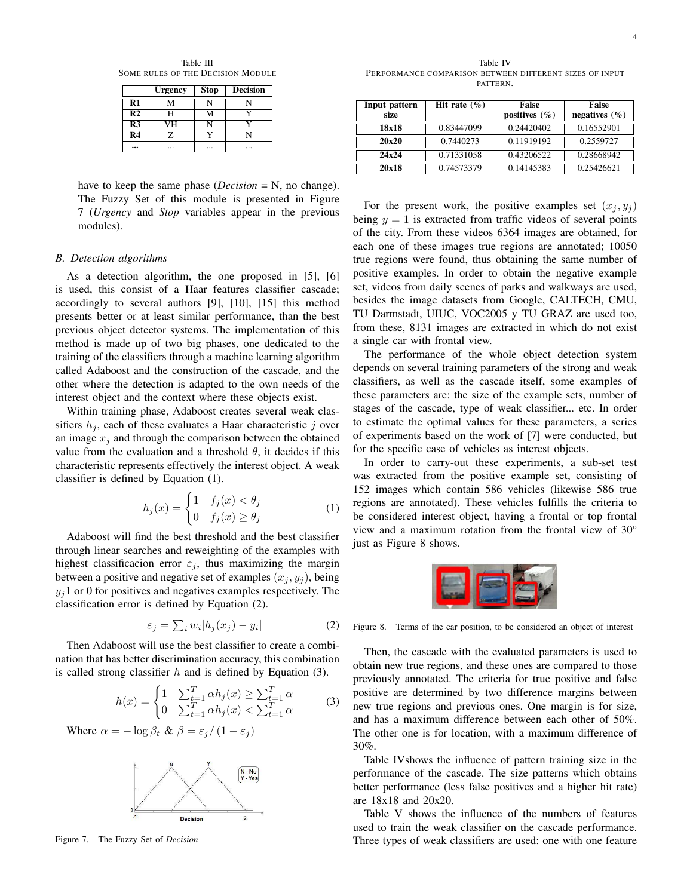Table III
Some rules of the Decision Module

| | Urgency | Stop | Decision |
|---|---|---|---|
| R1 | M | N | N |
| R2 | H | M | Y |
| R3 | VH | N | Y |
| R4 | Z | Y | N |
| ... | ... | ... | ... |

have to keep the same phase (*Decision* = N, no change). The Fuzzy Set of this module is presented in Figure 7 (*Urgency* and *Stop* variables appear in the previous modules).

### B. Detection algorithms

As a detection algorithm, the one proposed in [5], [6] is used, this consist of a Haar features classifier cascade; accordingly to several authors [9], [10], [15] this method presents better or at least similar performance, than the best previous object detector systems. The implementation of this method is made up of two big phases, one dedicated to the training of the classifiers through a machine learning algorithm called Adaboost and the construction of the cascade, and the other where the detection is adapted to the own needs of the interest object and the context where these objects exist.

Within training phase, Adaboost creates several weak classifiers $h_j$, each of these evaluates a Haar characteristic $j$ over an image $x_j$ and through the comparison between the obtained value from the evaluation and a threshold $\theta$, it decides if this characteristic represents effectively the interest object. A weak classifier is defined by Equation (1).

$$h_j(x) = \begin{cases} 1 & f_j(x) < \theta_j \\ 0 & f_j(x) \geq \theta_j \end{cases} \quad (1)$$

Adaboost will find the best threshold and the best classifier through linear searches and reweighting of the examples with highest classificacion error $\varepsilon_j$, thus maximizing the margin between a positive and negative set of examples $(x_j, y_j)$, being $y_j$1 or 0 for positives and negatives examples respectively. The classification error is defined by Equation (2).

$$\varepsilon_j = \sum_i w_i |h_j(x_j) - y_i| \quad (2)$$

Then Adaboost will use the best classifier to create a combination that has better discrimination accuracy, this combination is called strong classifier $h$ and is defined by Equation (3).

$$h(x) = \begin{cases} 1 & \sum_{t=1}^{T} \alpha h_j(x) \geq \sum_{t=1}^{T} \alpha \\ 0 & \sum_{t=1}^{T} \alpha h_j(x) < \sum_{t=1}^{T} \alpha \end{cases} \quad (3)$$

Where $\alpha = -\log \beta_t$ & $\beta = \varepsilon_j / (1 - \varepsilon_j)$

Figure 7. The Fuzzy Set of *Decision*

Table IV
Performance comparison between different sizes of input pattern.

| Input pattern size | Hit rate (%) | False positives (%) | False negatives (%) |
|---|---|---|---|
| 18x18 | 0.83447099 | 0.24420402 | 0.16552901 |
| 20x20 | 0.7440273 | 0.11919192 | 0.2559727 |
| 24x24 | 0.71331058 | 0.43206522 | 0.28668942 |
| 20x18 | 0.74573379 | 0.14145383 | 0.25426621 |

For the present work, the positive examples set $(x_j, y_j)$ being $y = 1$ is extracted from traffic videos of several points of the city. From these videos 6364 images are obtained, for each one of these images true regions are annotated; 10050 true regions were found, thus obtaining the same number of positive examples. In order to obtain the negative example set, videos from daily scenes of parks and walkways are used, besides the image datasets from Google, CALTECH, CMU, TU Darmstadt, UIUC, VOC2005 y TU GRAZ are used too, from these, 8131 images are extracted in which do not exist a single car with frontal view.

The performance of the whole object detection system depends on several training parameters of the strong and weak classifiers, as well as the cascade itself, some examples of these parameters are: the size of the example sets, number of stages of the cascade, type of weak classifier... etc. In order to estimate the optimal values for these parameters, a series of experiments based on the work of [7] were conducted, but for the specific case of vehicles as interest objects.

In order to carry-out these experiments, a sub-set test was extracted from the positive example set, consisting of 152 images which contain 586 vehicles (likewise 586 true regions are annotated). These vehicles fulfills the criteria to be considered interest object, having a frontal or top frontal view and a maximum rotation from the frontal view of 30° just as Figure 8 shows.

Figure 8. Terms of the car position, to be considered an object of interest

Then, the cascade with the evaluated parameters is used to obtain new true regions, and these ones are compared to those previously annotated. The criteria for true positive and false positive are determined by two difference margins between new true regions and previous ones. One margin is for size, and has a maximum difference between each other of 50%. The other one is for location, with a maximum difference of 30%.

Table IVshows the influence of pattern training size in the performance of the cascade. The size patterns which obtains better performance (less false positives and a higher hit rate) are 18x18 and 20x20.

Table V shows the influence of the numbers of features used to train the weak classifier on the cascade performance. Three types of weak classifiers are used: one with one feature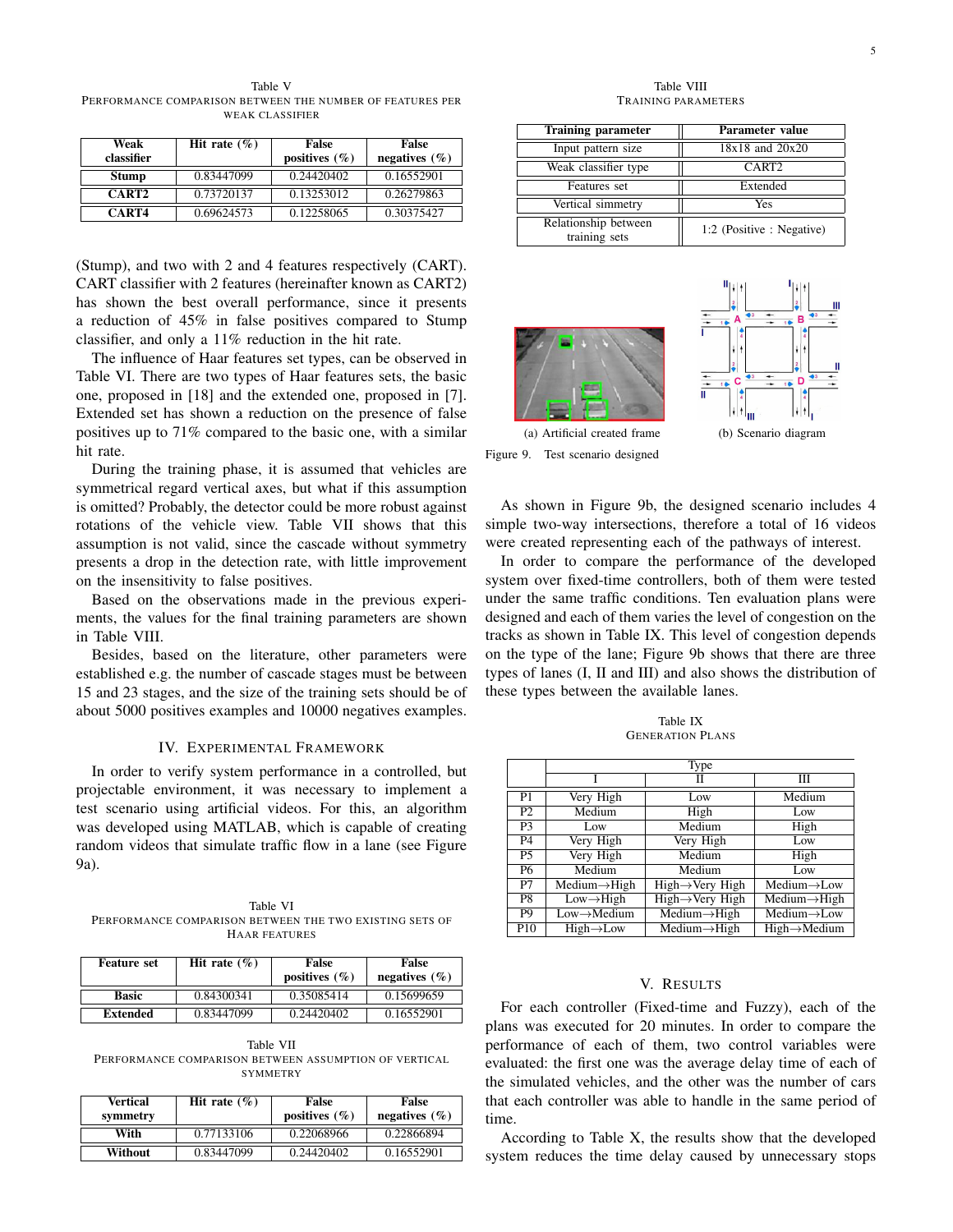Table V
PERFORMANCE COMPARISON BETWEEN THE NUMBER OF FEATURES PER WEAK CLASSIFIER

| Weak classifier | Hit rate (%) | False positives (%) | False negatives (%) |
|---|---|---|---|
| **Stump** | 0.83447099 | 0.24420402 | 0.16552901 |
| **CART2** | 0.73720137 | 0.13253012 | 0.26279863 |
| **CART4** | 0.69624573 | 0.12258065 | 0.30375427 |

(Stump), and two with 2 and 4 features respectively (CART). CART classifier with 2 features (hereinafter known as CART2) has shown the best overall performance, since it presents a reduction of 45% in false positives compared to Stump classifier, and only a 11% reduction in the hit rate.

The influence of Haar features set types, can be observed in Table VI. There are two types of Haar features sets, the basic one, proposed in [18] and the extended one, proposed in [7]. Extended set has shown a reduction on the presence of false positives up to 71% compared to the basic one, with a similar hit rate.

During the training phase, it is assumed that vehicles are symmetrical regard vertical axes, but what if this assumption is omitted? Probably, the detector could be more robust against rotations of the vehicle view. Table VII shows that this assumption is not valid, since the cascade without symmetry presents a drop in the detection rate, with little improvement on the insensitivity to false positives.

Based on the observations made in the previous experiments, the values for the final training parameters are shown in Table VIII.

Besides, based on the literature, other parameters were established e.g. the number of cascade stages must be between 15 and 23 stages, and the size of the training sets should be of about 5000 positives examples and 10000 negatives examples.

## IV. EXPERIMENTAL FRAMEWORK

In order to verify system performance in a controlled, but projectable environment, it was necessary to implement a test scenario using artificial videos. For this, an algorithm was developed using MATLAB, which is capable of creating random videos that simulate traffic flow in a lane (see Figure 9a).

Table VI
PERFORMANCE COMPARISON BETWEEN THE TWO EXISTING SETS OF HAAR FEATURES

| Feature set | Hit rate (%) | False positives (%) | False negatives (%) |
|---|---|---|---|
| **Basic** | 0.84300341 | 0.35085414 | 0.15699659 |
| **Extended** | 0.83447099 | 0.24420402 | 0.16552901 |

Table VII
PERFORMANCE COMPARISON BETWEEN ASSUMPTION OF VERTICAL SYMMETRY

| Vertical symmetry | Hit rate (%) | False positives (%) | False negatives (%) |
|---|---|---|---|
| **With** | 0.77133106 | 0.22068966 | 0.22866894 |
| **Without** | 0.83447099 | 0.24420402 | 0.16552901 |

Table VIII
TRAINING PARAMETERS

| Training parameter | Parameter value |
|---|---|
| Input pattern size | 18x18 and 20x20 |
| Weak classifier type | CART2 |
| Features set | Extended |
| Vertical simmetry | Yes |
| Relationship between training sets | 1:2 (Positive : Negative) |

(a) Artificial created frame (b) Scenario diagram

Figure 9. Test scenario designed

As shown in Figure 9b, the designed scenario includes 4 simple two-way intersections, therefore a total of 16 videos were created representing each of the pathways of interest.

In order to compare the performance of the developed system over fixed-time controllers, both of them were tested under the same traffic conditions. Ten evaluation plans were designed and each of them varies the level of congestion on the tracks as shown in Table IX. This level of congestion depends on the type of the lane; Figure 9b shows that there are three types of lanes (I, II and III) and also shows the distribution of these types between the available lanes.

Table IX
GENERATION PLANS

| | Type | | |
|---|---|---|---|
| | I | II | III |
| P1 | Very High | Low | Medium |
| P2 | Medium | High | Low |
| P3 | Low | Medium | High |
| P4 | Very High | Very High | Low |
| P5 | Very High | Medium | High |
| P6 | Medium | Medium | Low |
| P7 | Medium→High | High→Very High | Medium→Low |
| P8 | Low→High | High→Very High | Medium→High |
| P9 | Low→Medium | Medium→High | Medium→Low |
| P10 | High→Low | Medium→High | High→Medium |

## V. RESULTS

For each controller (Fixed-time and Fuzzy), each of the plans was executed for 20 minutes. In order to compare the performance of each of them, two control variables were evaluated: the first one was the average delay time of each of the simulated vehicles, and the other was the number of cars that each controller was able to handle in the same period of time.

According to Table X, the results show that the developed system reduces the time delay caused by unnecessary stops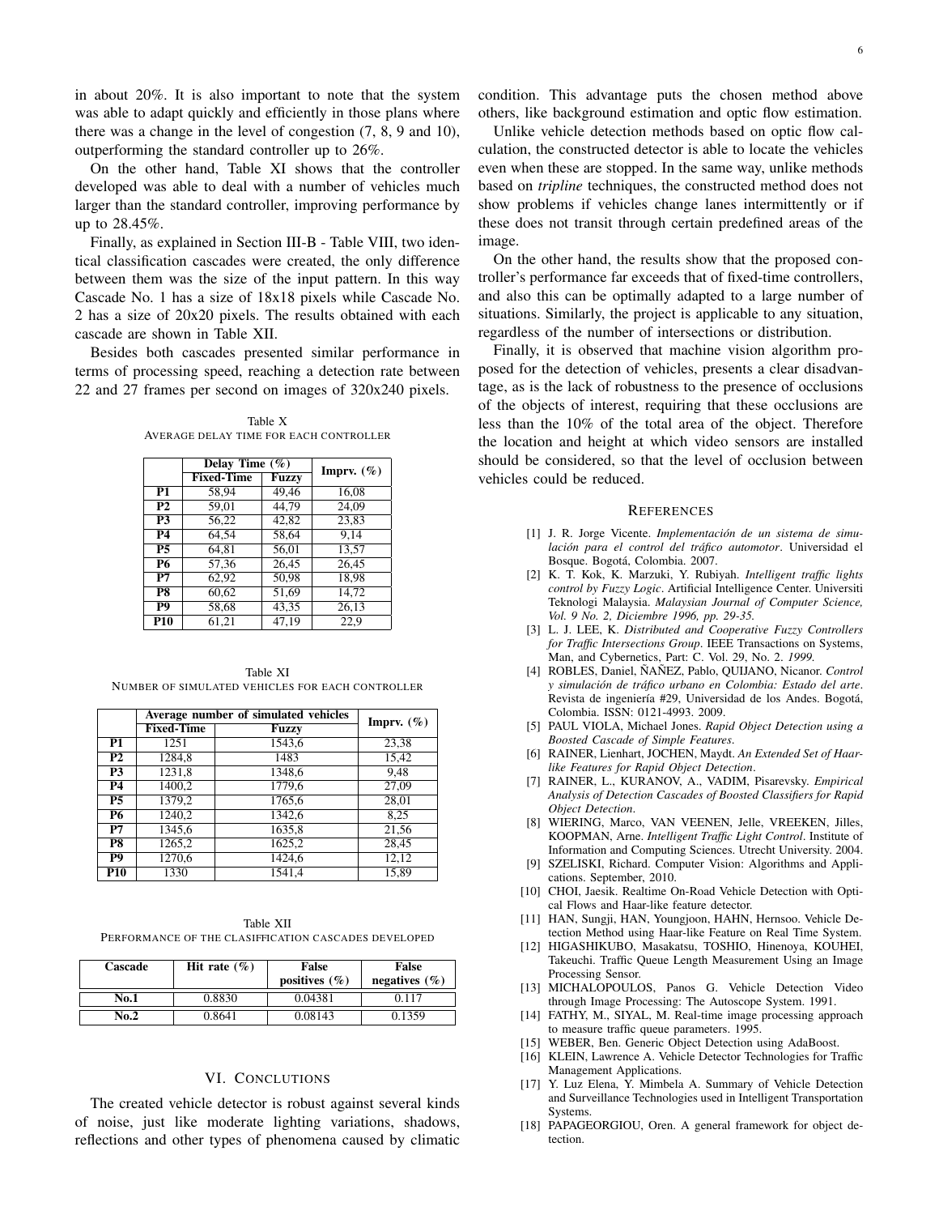in about 20%. It is also important to note that the system was able to adapt quickly and efficiently in those plans where there was a change in the level of congestion (7, 8, 9 and 10), outperforming the standard controller up to 26%.

On the other hand, Table XI shows that the controller developed was able to deal with a number of vehicles much larger than the standard controller, improving performance by up to 28.45%.

Finally, as explained in Section III-B - Table VIII, two identical classification cascades were created, the only difference between them was the size of the input pattern. In this way Cascade No. 1 has a size of 18x18 pixels while Cascade No. 2 has a size of 20x20 pixels. The results obtained with each cascade are shown in Table XII.

Besides both cascades presented similar performance in terms of processing speed, reaching a detection rate between 22 and 27 frames per second on images of 320x240 pixels.

Table X
AVERAGE DELAY TIME FOR EACH CONTROLLER

| | Delay Time (%) | | Imprv. (%) |
|---|---|---|---|
| | **Fixed-Time** | **Fuzzy** | |
| **P1** | 58,94 | 49,46 | 16,08 |
| **P2** | 59,01 | 44,79 | 24,09 |
| **P3** | 56,22 | 42,82 | 23,83 |
| **P4** | 64,54 | 58,64 | 9,14 |
| **P5** | 64,81 | 56,01 | 13,57 |
| **P6** | 57,36 | 26,45 | 26,45 |
| **P7** | 62,92 | 50,98 | 18,98 |
| **P8** | 60,62 | 51,69 | 14,72 |
| **P9** | 58,68 | 43,35 | 26,13 |
| **P10** | 61,21 | 47,19 | 22,9 |

Table XI
NUMBER OF SIMULATED VEHICLES FOR EACH CONTROLLER

| | Average number of simulated vehicles | | Imprv. (%) |
|---|---|---|---|
| | **Fixed-Time** | **Fuzzy** | |
| **P1** | 1251 | 1543,6 | 23,38 |
| **P2** | 1284,8 | 1483 | 15,42 |
| **P3** | 1231,8 | 1348,6 | 9,48 |
| **P4** | 1400,2 | 1779,6 | 27,09 |
| **P5** | 1379,2 | 1765,6 | 28,01 |
| **P6** | 1240,2 | 1342,6 | 8,25 |
| **P7** | 1345,6 | 1635,8 | 21,56 |
| **P8** | 1265,2 | 1625,2 | 28,45 |
| **P9** | 1270,6 | 1424,6 | 12,12 |
| **P10** | 1330 | 1541,4 | 15,89 |

Table XII
PERFORMANCE OF THE CLASIFFICATION CASCADES DEVELOPED

| Cascade | Hit rate (%) | False positives (%) | False negatives (%) |
|---|---|---|---|
| **No.1** | 0.8830 | 0.04381 | 0.117 |
| **No.2** | 0.8641 | 0.08143 | 0.1359 |

## VI. CONCLUTIONS

The created vehicle detector is robust against several kinds of noise, just like moderate lighting variations, shadows, reflections and other types of phenomena caused by climatic condition. This advantage puts the chosen method above others, like background estimation and optic flow estimation.

Unlike vehicle detection methods based on optic flow calculation, the constructed detector is able to locate the vehicles even when these are stopped. In the same way, unlike methods based on *tripline* techniques, the constructed method does not show problems if vehicles change lanes intermittently or if these does not transit through certain predefined areas of the image.

On the other hand, the results show that the proposed controller's performance far exceeds that of fixed-time controllers, and also this can be optimally adapted to a large number of situations. Similarly, the project is applicable to any situation, regardless of the number of intersections or distribution.

Finally, it is observed that machine vision algorithm proposed for the detection of vehicles, presents a clear disadvantage, as is the lack of robustness to the presence of occlusions of the objects of interest, requiring that these occlusions are less than the 10% of the total area of the object. Therefore the location and height at which video sensors are installed should be considered, so that the level of occlusion between vehicles could be reduced.

## REFERENCES

[1] J. R. Jorge Vicente. *Implementación de un sistema de simulación para el control del tráfico automotor*. Universidad el Bosque. Bogotá, Colombia. 2007.

[2] K. T. Kok, K. Marzuki, Y. Rubiyah. *Intelligent traffic lights control by Fuzzy Logic*. Artificial Intelligence Center. Universiti Teknologi Malaysia. *Malaysian Journal of Computer Science, Vol. 9 No. 2, Diciembre 1996, pp. 29-35.*

[3] L. J. LEE, K. *Distributed and Cooperative Fuzzy Controllers for Traffic Intersections Group*. IEEE Transactions on Systems, Man, and Cybernetics, Part: C. Vol. 29, No. 2. *1999.*

[4] ROBLES, Daniel, ÑAÑEZ, Pablo, QUIJANO, Nicanor. *Control y simulación de tráfico urbano en Colombia: Estado del arte*. Revista de ingeniería #29, Universidad de los Andes. Bogotá, Colombia. ISSN: 0121-4993. 2009.

[5] PAUL VIOLA, Michael Jones. *Rapid Object Detection using a Boosted Cascade of Simple Features*.

[6] RAINER, Lienhart, JOCHEN, Maydt. *An Extended Set of Haar-like Features for Rapid Object Detection*.

[7] RAINER, L., KURANOV, A., VADIM, Pisarevsky. *Empirical Analysis of Detection Cascades of Boosted Classifiers for Rapid Object Detection*.

[8] WIERING, Marco, VAN VEENEN, Jelle, VREEKEN, Jilles, KOOPMAN, Arne. *Intelligent Traffic Light Control*. Institute of Information and Computing Sciences. Utrecht University. 2004.

[9] SZELISKI, Richard. Computer Vision: Algorithms and Applications. September, 2010.

[10] CHOI, Jaesik. Realtime On-Road Vehicle Detection with Optical Flows and Haar-like feature detector.

[11] HAN, Sungji, HAN, Youngjoon, HAHN, Hernsoo. Vehicle Detection Method using Haar-like Feature on Real Time System.

[12] HIGASHIKUBO, Masakatsu, TOSHIO, Hinenoya, KOUHEI, Takeuchi. Traffic Queue Length Measurement Using an Image Processing Sensor.

[13] MICHALOPOULOS, Panos G. Vehicle Detection Video through Image Processing: The Autoscope System. 1991.

[14] FATHY, M., SIYAL, M. Real-time image processing approach to measure traffic queue parameters. 1995.

[15] WEBER, Ben. Generic Object Detection using AdaBoost.

[16] KLEIN, Lawrence A. Vehicle Detector Technologies for Traffic Management Applications.

[17] Y. Luz Elena, Y. Mimbela A. Summary of Vehicle Detection and Surveillance Technologies used in Intelligent Transportation Systems.

[18] PAPAGEORGIOU, Oren. A general framework for object detection.